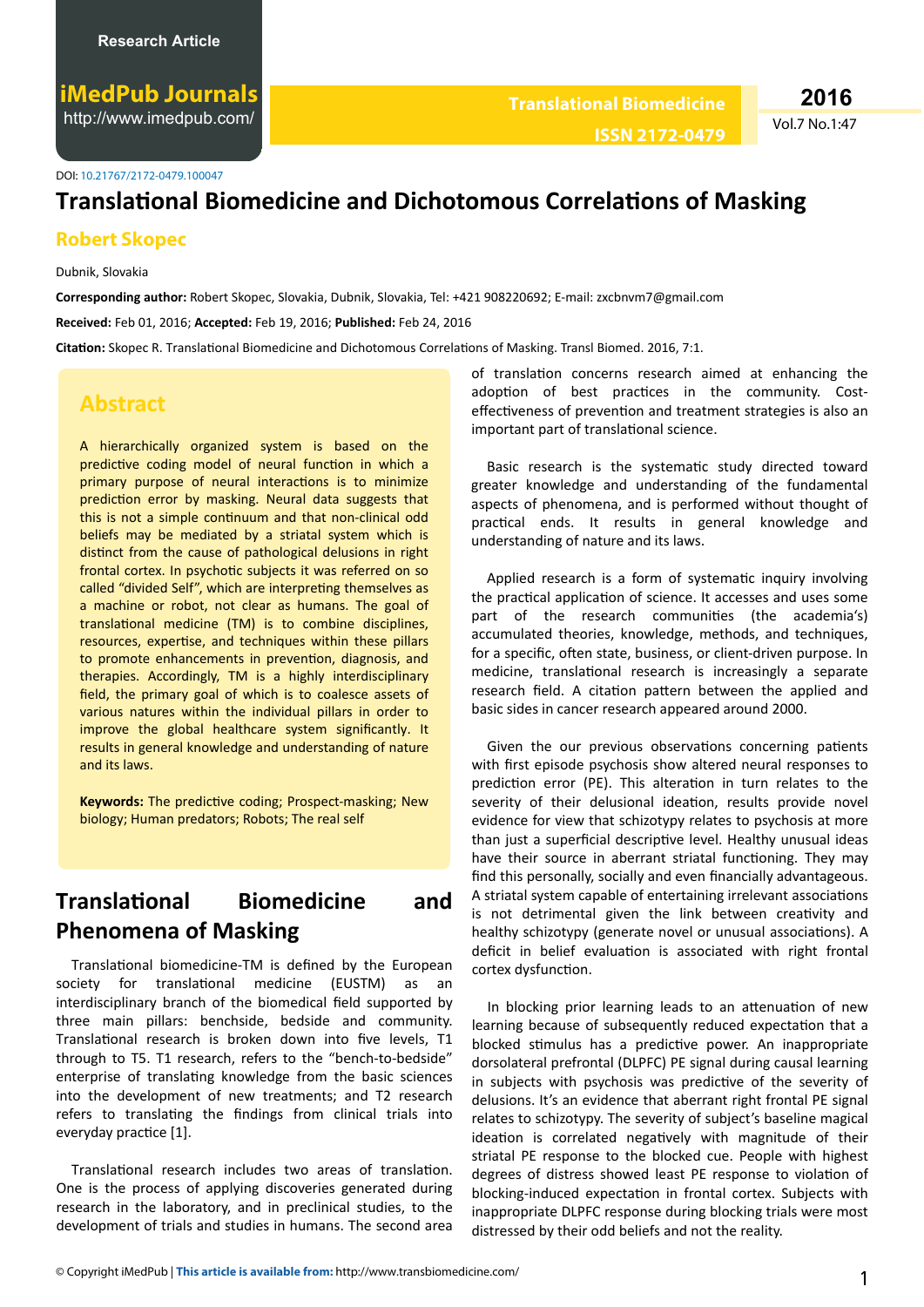DOI: 10.21767/2172-0479.100047

# Translational Biomedicine and Dichotomous Correlations of Masking

**Robert Skopec**

Dubnik, Slovakia

**Corresponding author:** Robert Skopec, Slovakia, Dubnik, Slovakia, Tel: +421 908220692; E-mail: zxcbnvm7@gmail.com

**Received:** Feb 01, 2016; **Accepted:** Feb 19, 2016; **Published:** Feb 24, 2016

**Citation:** Skopec R. Translational Biomedicine and Dichotomous Correlations of Masking. Transl Biomed. 2016, 7:1.

## Abstract

A hierarchically organized system is based on the predictive coding model of neural function in which a primary purpose of neural interactions is to minimize prediction error by masking. Neural data suggests that this is not a simple continuum and that non-clinical odd beliefs may be mediated by a striatal system which is distinct from the cause of pathological delusions in right frontal cortex. In psychotic subjects it was referred on so called "divided Self", which are interpreting themselves as a machine or robot, not clear as humans. The goal of translational medicine (TM) is to combine disciplines, resources, expertise, and techniques within these pillars to promote enhancements in prevention, diagnosis, and therapies. Accordingly, TM is a highly interdisciplinary field, the primary goal of which is to coalesce assets of various natures within the individual pillars in order to improve the global healthcare system significantly. It results in general knowledge and understanding of nature and its laws.

**Keywords:** The predictive coding; Prospect-masking; New biology; Human predators; Robots; The real self

## Translational Biomedicine and Phenomena of Masking

Translational biomedicine-TM is defined by the European society for translational medicine (EUSTM) as an interdisciplinary branch of the biomedical field supported by three main pillars: benchside, bedside and community. Translational research is broken down into five levels, T1 through to T5. T1 research, refers to the "bench-to-bedside" enterprise of translating knowledge from the basic sciences into the development of new treatments; and T2 research refers to translating the findings from clinical trials into everyday practice [1].

Translational research includes two areas of translation. One is the process of applying discoveries generated during research in the laboratory, and in preclinical studies, to the development of trials and studies in humans. The second area of translation concerns research aimed at enhancing the adoption of best practices in the community. Cost-effectiveness of prevention and treatment strategies is also an important part of translational science.

Basic research is the systematic study directed toward greater knowledge and understanding of the fundamental aspects of phenomena, and is performed without thought of practical ends. It results in general knowledge and understanding of nature and its laws.

Applied research is a form of systematic inquiry involving the practical application of science. It accesses and uses some part of the research communities (the academia's) accumulated theories, knowledge, methods, and techniques, for a specific, often state, business, or client-driven purpose. In medicine, translational research is increasingly a separate research field. A citation pattern between the applied and basic sides in cancer research appeared around 2000.

Given the our previous observations concerning patients with first episode psychosis show altered neural responses to prediction error (PE). This alteration in turn relates to the severity of their delusional ideation, results provide novel evidence for view that schizotypy relates to psychosis at more than just a superficial descriptive level. Healthy unusual ideas have their source in aberrant striatal functioning. They may find this personally, socially and even financially advantageous. A striatal system capable of entertaining irrelevant associations is not detrimental given the link between creativity and healthy schizotypy (generate novel or unusual associations). A deficit in belief evaluation is associated with right frontal cortex dysfunction.

In blocking prior learning leads to an attenuation of new learning because of subsequently reduced expectation that a blocked stimulus has a predictive power. An inappropriate dorsolateral prefrontal (DLPFC) PE signal during causal learning in subjects with psychosis was predictive of the severity of delusions. It's an evidence that aberrant right frontal PE signal relates to schizotypy. The severity of subject's baseline magical ideation is correlated negatively with magnitude of their striatal PE response to the blocked cue. People with highest degrees of distress showed least PE response to violation of blocking-induced expectation in frontal cortex. Subjects with inappropriate DLPFC response during blocking trials were most distressed by their odd beliefs and not the reality.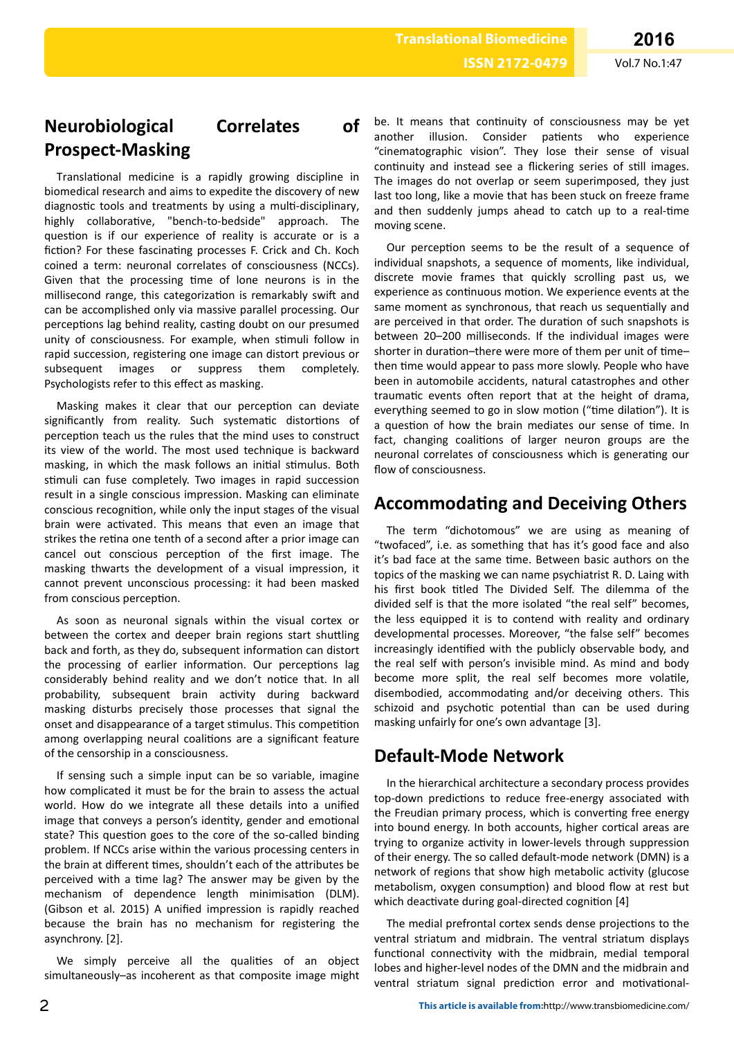## Neurobiological Correlates of Prospect-Masking

Translational medicine is a rapidly growing discipline in biomedical research and aims to expedite the discovery of new diagnostic tools and treatments by using a multi-disciplinary, highly collaborative, "bench-to-bedside" approach. The question is if our experience of reality is accurate or is a fiction? For these fascinating processes F. Crick and Ch. Koch coined a term: neuronal correlates of consciousness (NCCs). Given that the processing time of lone neurons is in the millisecond range, this categorization is remarkably swift and can be accomplished only via massive parallel processing. Our perceptions lag behind reality, casting doubt on our presumed unity of consciousness. For example, when stimuli follow in rapid succession, registering one image can distort previous or subsequent images or suppress them completely. Psychologists refer to this effect as masking.

Masking makes it clear that our perception can deviate significantly from reality. Such systematic distortions of perception teach us the rules that the mind uses to construct its view of the world. The most used technique is backward masking, in which the mask follows an initial stimulus. Both stimuli can fuse completely. Two images in rapid succession result in a single conscious impression. Masking can eliminate conscious recognition, while only the input stages of the visual brain were activated. This means that even an image that strikes the retina one tenth of a second after a prior image can cancel out conscious perception of the first image. The masking thwarts the development of a visual impression, it cannot prevent unconscious processing: it had been masked from conscious perception.

As soon as neuronal signals within the visual cortex or between the cortex and deeper brain regions start shuttling back and forth, as they do, subsequent information can distort the processing of earlier information. Our perceptions lag considerably behind reality and we don't notice that. In all probability, subsequent brain activity during backward masking disturbs precisely those processes that signal the onset and disappearance of a target stimulus. This competition among overlapping neural coalitions are a significant feature of the censorship in a consciousness.

If sensing such a simple input can be so variable, imagine how complicated it must be for the brain to assess the actual world. How do we integrate all these details into a unified image that conveys a person's identity, gender and emotional state? This question goes to the core of the so-called binding problem. If NCCs arise within the various processing centers in the brain at different times, shouldn't each of the attributes be perceived with a time lag? The answer may be given by the mechanism of dependence length minimisation (DLM). (Gibson et al. 2015) A unified impression is rapidly reached because the brain has no mechanism for registering the asynchrony. [2].

We simply perceive all the qualities of an object simultaneously–as incoherent as that composite image might be. It means that continuity of consciousness may be yet another illusion. Consider patients who experience "cinematographic vision". They lose their sense of visual continuity and instead see a flickering series of still images. The images do not overlap or seem superimposed, they just last too long, like a movie that has been stuck on freeze frame and then suddenly jumps ahead to catch up to a real-time moving scene.

Our perception seems to be the result of a sequence of individual snapshots, a sequence of moments, like individual, discrete movie frames that quickly scrolling past us, we experience as continuous motion. We experience events at the same moment as synchronous, that reach us sequentially and are perceived in that order. The duration of such snapshots is between 20–200 milliseconds. If the individual images were shorter in duration–there were more of them per unit of time–then time would appear to pass more slowly. People who have been in automobile accidents, natural catastrophes and other traumatic events often report that at the height of drama, everything seemed to go in slow motion ("time dilation"). It is a question of how the brain mediates our sense of time. In fact, changing coalitions of larger neuron groups are the neuronal correlates of consciousness which is generating our flow of consciousness.

## Accommodating and Deceiving Others

The term "dichotomous" we are using as meaning of "twofaced", i.e. as something that has it's good face and also it's bad face at the same time. Between basic authors on the topics of the masking we can name psychiatrist R. D. Laing with his first book titled The Divided Self. The dilemma of the divided self is that the more isolated "the real self" becomes, the less equipped it is to contend with reality and ordinary developmental processes. Moreover, "the false self" becomes increasingly identified with the publicly observable body, and the real self with person's invisible mind. As mind and body become more split, the real self becomes more volatile, disembodied, accommodating and/or deceiving others. This schizoid and psychotic potential than can be used during masking unfairly for one's own advantage [3].

## Default-Mode Network

In the hierarchical architecture a secondary process provides top-down predictions to reduce free-energy associated with the Freudian primary process, which is converting free energy into bound energy. In both accounts, higher cortical areas are trying to organize activity in lower-levels through suppression of their energy. The so called default-mode network (DMN) is a network of regions that show high metabolic activity (glucose metabolism, oxygen consumption) and blood flow at rest but which deactivate during goal-directed cognition [4]

The medial prefrontal cortex sends dense projections to the ventral striatum and midbrain. The ventral striatum displays functional connectivity with the midbrain, medial temporal lobes and higher-level nodes of the DMN and the midbrain and ventral striatum signal prediction error and motivational-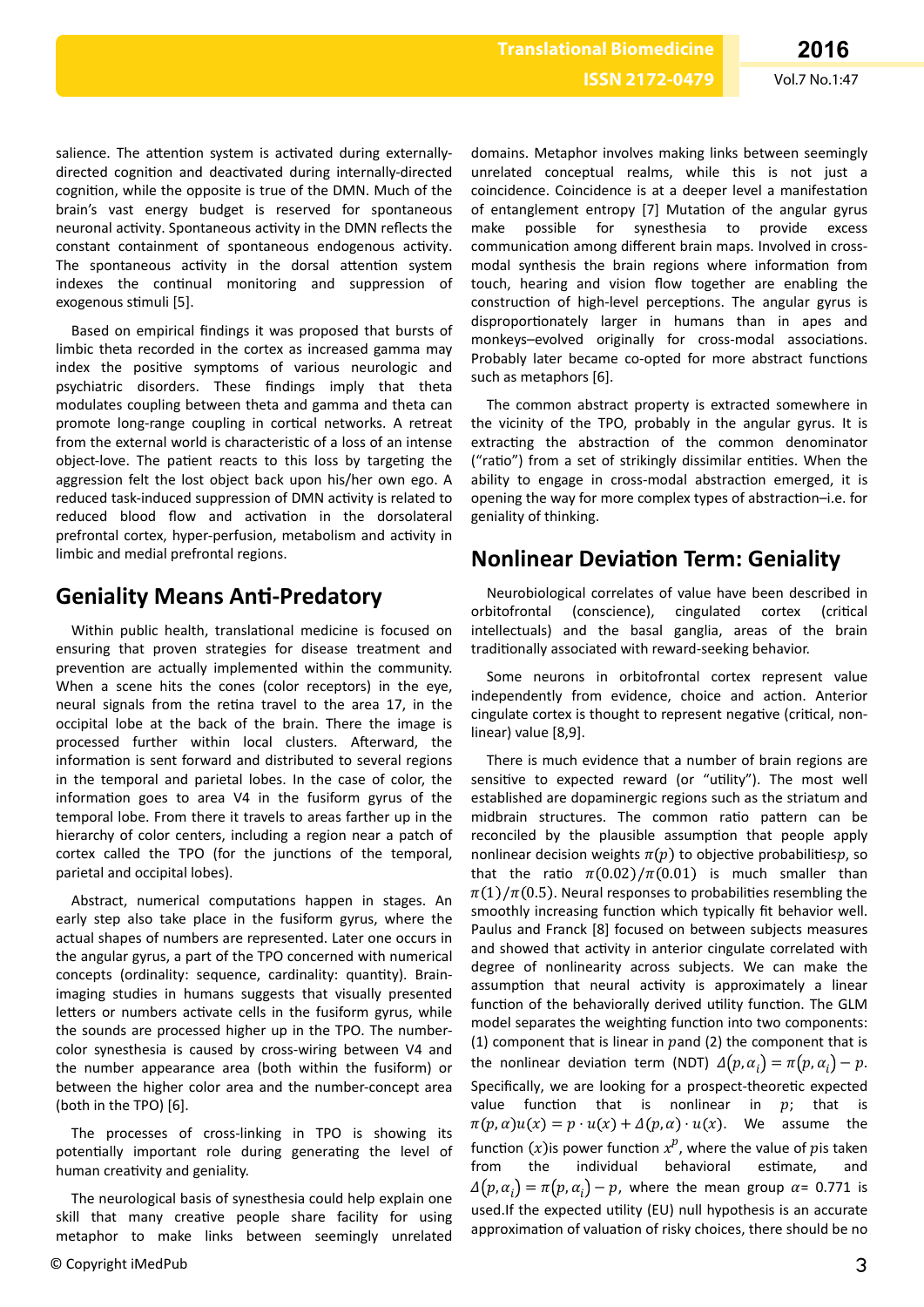salience. The attention system is activated during externally-directed cognition and deactivated during internally-directed cognition, while the opposite is true of the DMN. Much of the brain's vast energy budget is reserved for spontaneous neuronal activity. Spontaneous activity in the DMN reflects the constant containment of spontaneous endogenous activity. The spontaneous activity in the dorsal attention system indexes the continual monitoring and suppression of exogenous stimuli [5].

Based on empirical findings it was proposed that bursts of limbic theta recorded in the cortex as increased gamma may index the positive symptoms of various neurologic and psychiatric disorders. These findings imply that theta modulates coupling between theta and gamma and theta can promote long-range coupling in cortical networks. A retreat from the external world is characteristic of a loss of an intense object-love. The patient reacts to this loss by targeting the aggression felt the lost object back upon his/her own ego. A reduced task-induced suppression of DMN activity is related to reduced blood flow and activation in the dorsolateral prefrontal cortex, hyper-perfusion, metabolism and activity in limbic and medial prefrontal regions.

## Geniality Means Anti-Predatory

Within public health, translational medicine is focused on ensuring that proven strategies for disease treatment and prevention are actually implemented within the community. When a scene hits the cones (color receptors) in the eye, neural signals from the retina travel to the area 17, in the occipital lobe at the back of the brain. There the image is processed further within local clusters. Afterward, the information is sent forward and distributed to several regions in the temporal and parietal lobes. In the case of color, the information goes to area V4 in the fusiform gyrus of the temporal lobe. From there it travels to areas farther up in the hierarchy of color centers, including a region near a patch of cortex called the TPO (for the junctions of the temporal, parietal and occipital lobes).

Abstract, numerical computations happen in stages. An early step also take place in the fusiform gyrus, where the actual shapes of numbers are represented. Later one occurs in the angular gyrus, a part of the TPO concerned with numerical concepts (ordinality: sequence, cardinality: quantity). Brain-imaging studies in humans suggests that visually presented letters or numbers activate cells in the fusiform gyrus, while the sounds are processed higher up in the TPO. The number-color synesthesia is caused by cross-wiring between V4 and the number appearance area (both within the fusiform) or between the higher color area and the number-concept area (both in the TPO) [6].

The processes of cross-linking in TPO is showing its potentially important role during generating the level of human creativity and geniality.

The neurological basis of synesthesia could help explain one skill that many creative people share facility for using metaphor to make links between seemingly unrelated domains. Metaphor involves making links between seemingly unrelated conceptual realms, while this is not just a coincidence. Coincidence is at a deeper level a manifestation of entanglement entropy [7] Mutation of the angular gyrus make possible for synesthesia to provide excess communication among different brain maps. Involved in cross-modal synthesis the brain regions where information from touch, hearing and vision flow together are enabling the construction of high-level perceptions. The angular gyrus is disproportionately larger in humans than in apes and monkeys–evolved originally for cross-modal associations. Probably later became co-opted for more abstract functions such as metaphors [6].

The common abstract property is extracted somewhere in the vicinity of the TPO, probably in the angular gyrus. It is extracting the abstraction of the common denominator ("ratio") from a set of strikingly dissimilar entities. When the ability to engage in cross-modal abstraction emerged, it is opening the way for more complex types of abstraction–i.e. for geniality of thinking.

## Nonlinear Deviation Term: Geniality

Neurobiological correlates of value have been described in orbitofrontal (conscience), cingulated cortex (critical intellectuals) and the basal ganglia, areas of the brain traditionally associated with reward-seeking behavior.

Some neurons in orbitofrontal cortex represent value independently from evidence, choice and action. Anterior cingulate cortex is thought to represent negative (critical, non-linear) value [8,9].

There is much evidence that a number of brain regions are sensitive to expected reward (or "utility"). The most well established are dopaminergic regions such as the striatum and midbrain structures. The common ratio pattern can be reconciled by the plausible assumption that people apply nonlinear decision weights $\pi(p)$ to objective probabilities $p$, so that the ratio $\pi(0.02)/\pi(0.01)$ is much smaller than $\pi(1)/\pi(0.5)$. Neural responses to probabilities resembling the smoothly increasing function which typically fit behavior well. Paulus and Franck [8] focused on between subjects measures and showed that activity in anterior cingulate correlated with degree of nonlinearity across subjects. We can make the assumption that neural activity is approximately a linear function of the behaviorally derived utility function. The GLM model separates the weighting function into two components: (1) component that is linear in $p$ and (2) the component that is the nonlinear deviation term (NDT) $\Delta(p,\alpha_i) = \pi(p,\alpha_i) - p$. Specifically, we are looking for a prospect-theoretic expected value function that is nonlinear in $p$; that is $\pi(p,\alpha)u(x) = p \cdot u(x) + \Delta(p,\alpha) \cdot u(x)$. We assume the function $(x)$ is power function $x^p$, where the value of $p$ is taken from the individual behavioral estimate, and $\Delta(p,\alpha_i) = \pi(p,\alpha_i) - p$, where the mean group $\alpha = 0.771$ is used. If the expected utility (EU) null hypothesis is an accurate approximation of valuation of risky choices, there should be no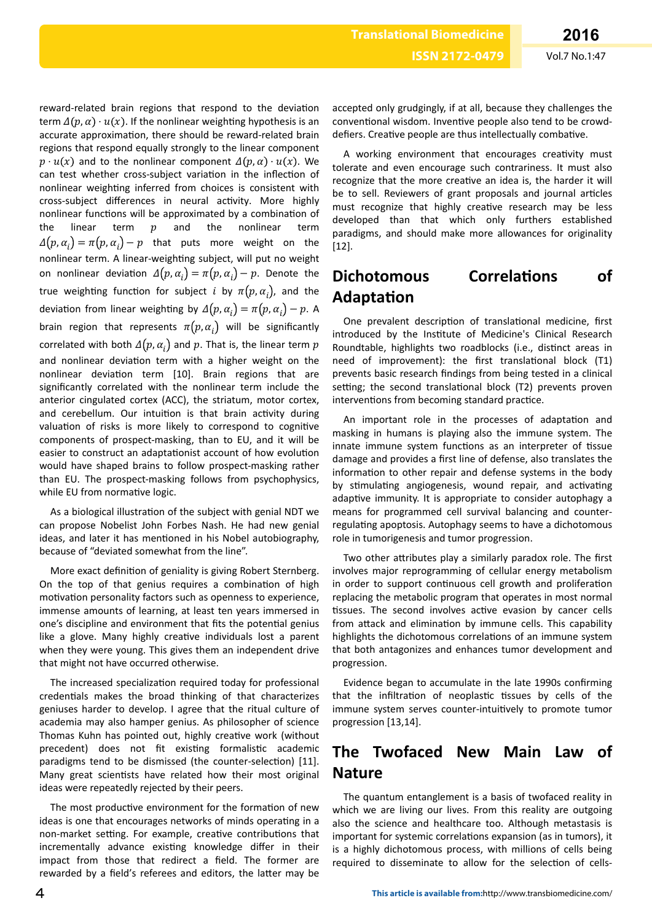reward-related brain regions that respond to the deviation term $\Delta(p,\alpha) \cdot u(x)$. If the nonlinear weighting hypothesis is an accurate approximation, there should be reward-related brain regions that respond equally strongly to the linear component $p \cdot u(x)$ and to the nonlinear component $\Delta(p,\alpha) \cdot u(x)$. We can test whether cross-subject variation in the inflection of nonlinear weighting inferred from choices is consistent with cross-subject differences in neural activity. More highly nonlinear functions will be approximated by a combination of the linear term $p$ and the nonlinear term $\Delta(p,\alpha_i) = \pi(p,\alpha_i) - p$ that puts more weight on the nonlinear term. A linear-weighting subject, will put no weight on nonlinear deviation $\Delta(p,\alpha_i) = \pi(p,\alpha_i) - p$. Denote the true weighting function for subject $i$ by $\pi(p,\alpha_i)$, and the deviation from linear weighting by $\Delta(p,\alpha_i) = \pi(p,\alpha_i) - p$. A brain region that represents $\pi(p,\alpha_i)$ will be significantly correlated with both $\Delta(p,\alpha_i)$ and $p$. That is, the linear term $p$ and nonlinear deviation term with a higher weight on the nonlinear deviation term [10]. Brain regions that are significantly correlated with the nonlinear term include the anterior cingulated cortex (ACC), the striatum, motor cortex, and cerebellum. Our intuition is that brain activity during valuation of risks is more likely to correspond to cognitive components of prospect-masking, than to EU, and it will be easier to construct an adaptationist account of how evolution would have shaped brains to follow prospect-masking rather than EU. The prospect-masking follows from psychophysics, while EU from normative logic.

As a biological illustration of the subject with genial NDT we can propose Nobelist John Forbes Nash. He had new genial ideas, and later it has mentioned in his Nobel autobiography, because of "deviated somewhat from the line".

More exact definition of geniality is giving Robert Sternberg. On the top of that genius requires a combination of high motivation personality factors such as openness to experience, immense amounts of learning, at least ten years immersed in one's discipline and environment that fits the potential genius like a glove. Many highly creative individuals lost a parent when they were young. This gives them an independent drive that might not have occurred otherwise.

The increased specialization required today for professional credentials makes the broad thinking of that characterizes geniuses harder to develop. I agree that the ritual culture of academia may also hamper genius. As philosopher of science Thomas Kuhn has pointed out, highly creative work (without precedent) does not fit existing formalistic academic paradigms tend to be dismissed (the counter-selection) [11]. Many great scientists have related how their most original ideas were repeatedly rejected by their peers.

The most productive environment for the formation of new ideas is one that encourages networks of minds operating in a non-market setting. For example, creative contributions that incrementally advance existing knowledge differ in their impact from those that redirect a field. The former are rewarded by a field's referees and editors, the latter may be accepted only grudgingly, if at all, because they challenges the conventional wisdom. Inventive people also tend to be crowd-defiers. Creative people are thus intellectually combative.

A working environment that encourages creativity must tolerate and even encourage such contrariness. It must also recognize that the more creative an idea is, the harder it will be to sell. Reviewers of grant proposals and journal articles must recognize that highly creative research may be less developed than that which only furthers established paradigms, and should make more allowances for originality [12].

## Dichotomous Correlations of Adaptation

One prevalent description of translational medicine, first introduced by the Institute of Medicine's Clinical Research Roundtable, highlights two roadblocks (i.e., distinct areas in need of improvement): the first translational block (T1) prevents basic research findings from being tested in a clinical setting; the second translational block (T2) prevents proven interventions from becoming standard practice.

An important role in the processes of adaptation and masking in humans is playing also the immune system. The innate immune system functions as an interpreter of tissue damage and provides a first line of defense, also translates the information to other repair and defense systems in the body by stimulating angiogenesis, wound repair, and activating adaptive immunity. It is appropriate to consider autophagy a means for programmed cell survival balancing and counter-regulating apoptosis. Autophagy seems to have a dichotomous role in tumorigenesis and tumor progression.

Two other attributes play a similarly paradox role. The first involves major reprogramming of cellular energy metabolism in order to support continuous cell growth and proliferation replacing the metabolic program that operates in most normal tissues. The second involves active evasion by cancer cells from attack and elimination by immune cells. This capability highlights the dichotomous correlations of an immune system that both antagonizes and enhances tumor development and progression.

Evidence began to accumulate in the late 1990s confirming that the infiltration of neoplastic tissues by cells of the immune system serves counter-intuitively to promote tumor progression [13,14].

## The Twofaced New Main Law of Nature

The quantum entanglement is a basis of twofaced reality in which we are living our lives. From this reality are outgoing also the science and healthcare too. Although metastasis is important for systemic correlations expansion (as in tumors), it is a highly dichotomous process, with millions of cells being required to disseminate to allow for the selection of cells-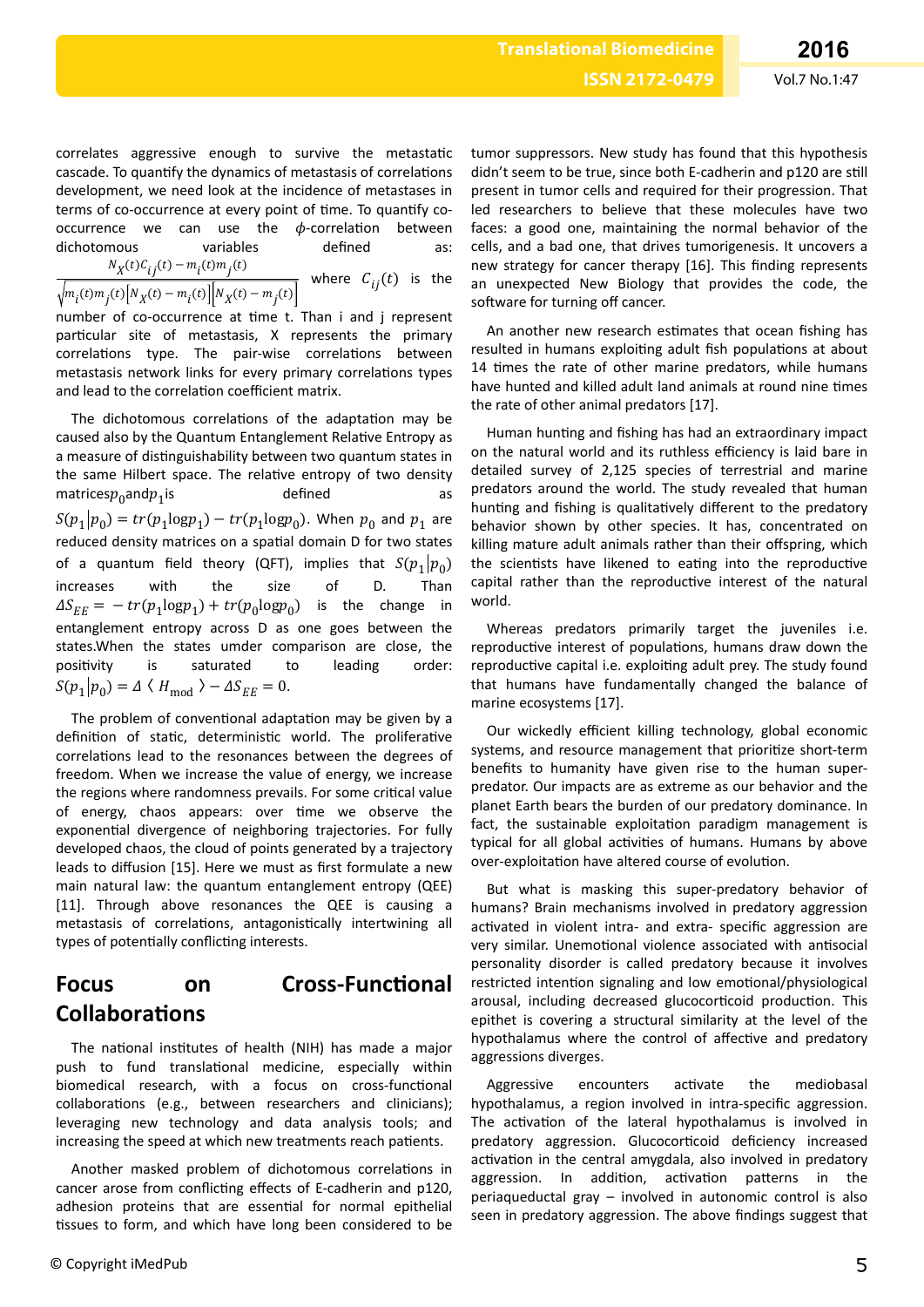correlates aggressive enough to survive the metastatic cascade. To quantify the dynamics of metastasis of correlations development, we need look at the incidence of metastases in terms of co-occurrence at every point of time. To quantify co-occurrence we can use the $\phi$-correlation between dichotomous variables defined as: $\frac{N_X(t)C_{ij}(t) - m_i(t)m_j(t)}{\sqrt{m_i(t)m_j(t)\left[N_X(t) - m_i(t)\right]\left[N_X(t) - m_j(t)\right]}}$ where $C_{ij}(t)$ is the number of co-occurrence at time t. Than i and j represent particular site of metastasis, X represents the primary correlations type. The pair-wise correlations between metastasis network links for every primary correlations types and lead to the correlation coefficient matrix.

The dichotomous correlations of the adaptation may be caused also by the Quantum Entanglement Relative Entropy as a measure of distinguishability between two quantum states in the same Hilbert space. The relative entropy of two density matrices$p_0$and$p_1$is defined as $S(p_1|p_0) = tr(p_1 \log p_1) - tr(p_1 \log p_0)$. When $p_0$ and $p_1$ are reduced density matrices on a spatial domain D for two states of a quantum field theory (QFT), implies that $S(p_1|p_0)$ increases with the size of D. Than $\Delta S_{EE} = -tr(p_1 \log p_1) + tr(p_0 \log p_0)$ is the change in entanglement entropy across D as one goes between the states.When the states umder comparison are close, the positivity is saturated to leading order: $S(p_1|p_0) = \Delta \langle H_{\text{mod}} \rangle - \Delta S_{EE} = 0$.

The problem of conventional adaptation may be given by a definition of static, deterministic world. The proliferative correlations lead to the resonances between the degrees of freedom. When we increase the value of energy, we increase the regions where randomness prevails. For some critical value of energy, chaos appears: over time we observe the exponential divergence of neighboring trajectories. For fully developed chaos, the cloud of points generated by a trajectory leads to diffusion [15]. Here we must as first formulate a new main natural law: the quantum entanglement entropy (QEE) [11]. Through above resonances the QEE is causing a metastasis of correlations, antagonistically intertwining all types of potentially conflicting interests.

## Focus on Cross-Functional Collaborations

The national institutes of health (NIH) has made a major push to fund translational medicine, especially within biomedical research, with a focus on cross-functional collaborations (e.g., between researchers and clinicians); leveraging new technology and data analysis tools; and increasing the speed at which new treatments reach patients.

Another masked problem of dichotomous correlations in cancer arose from conflicting effects of E-cadherin and p120, adhesion proteins that are essential for normal epithelial tissues to form, and which have long been considered to be tumor suppressors. New study has found that this hypothesis didn't seem to be true, since both E-cadherin and p120 are still present in tumor cells and required for their progression. That led researchers to believe that these molecules have two faces: a good one, maintaining the normal behavior of the cells, and a bad one, that drives tumorigenesis. It uncovers a new strategy for cancer therapy [16]. This finding represents an unexpected New Biology that provides the code, the software for turning off cancer.

An another new research estimates that ocean fishing has resulted in humans exploiting adult fish populations at about 14 times the rate of other marine predators, while humans have hunted and killed adult land animals at round nine times the rate of other animal predators [17].

Human hunting and fishing has had an extraordinary impact on the natural world and its ruthless efficiency is laid bare in detailed survey of 2,125 species of terrestrial and marine predators around the world. The study revealed that human hunting and fishing is qualitatively different to the predatory behavior shown by other species. It has, concentrated on killing mature adult animals rather than their offspring, which the scientists have likened to eating into the reproductive capital rather than the reproductive interest of the natural world.

Whereas predators primarily target the juveniles i.e. reproductive interest of populations, humans draw down the reproductive capital i.e. exploiting adult prey. The study found that humans have fundamentally changed the balance of marine ecosystems [17].

Our wickedly efficient killing technology, global economic systems, and resource management that prioritize short-term benefits to humanity have given rise to the human super-predator. Our impacts are as extreme as our behavior and the planet Earth bears the burden of our predatory dominance. In fact, the sustainable exploitation paradigm management is typical for all global activities of humans. Humans by above over-exploitation have altered course of evolution.

But what is masking this super-predatory behavior of humans? Brain mechanisms involved in predatory aggression activated in violent intra- and extra- specific aggression are very similar. Unemotional violence associated with antisocial personality disorder is called predatory because it involves restricted intention signaling and low emotional/physiological arousal, including decreased glucocorticoid production. This epithet is covering a structural similarity at the level of the hypothalamus where the control of affective and predatory aggressions diverges.

Aggressive encounters activate the mediobasal hypothalamus, a region involved in intra-specific aggression. The activation of the lateral hypothalamus is involved in predatory aggression. Glucocorticoid deficiency increased activation in the central amygdala, also involved in predatory aggression. In addition, activation patterns in the periaqueductal gray – involved in autonomic control is also seen in predatory aggression. The above findings suggest that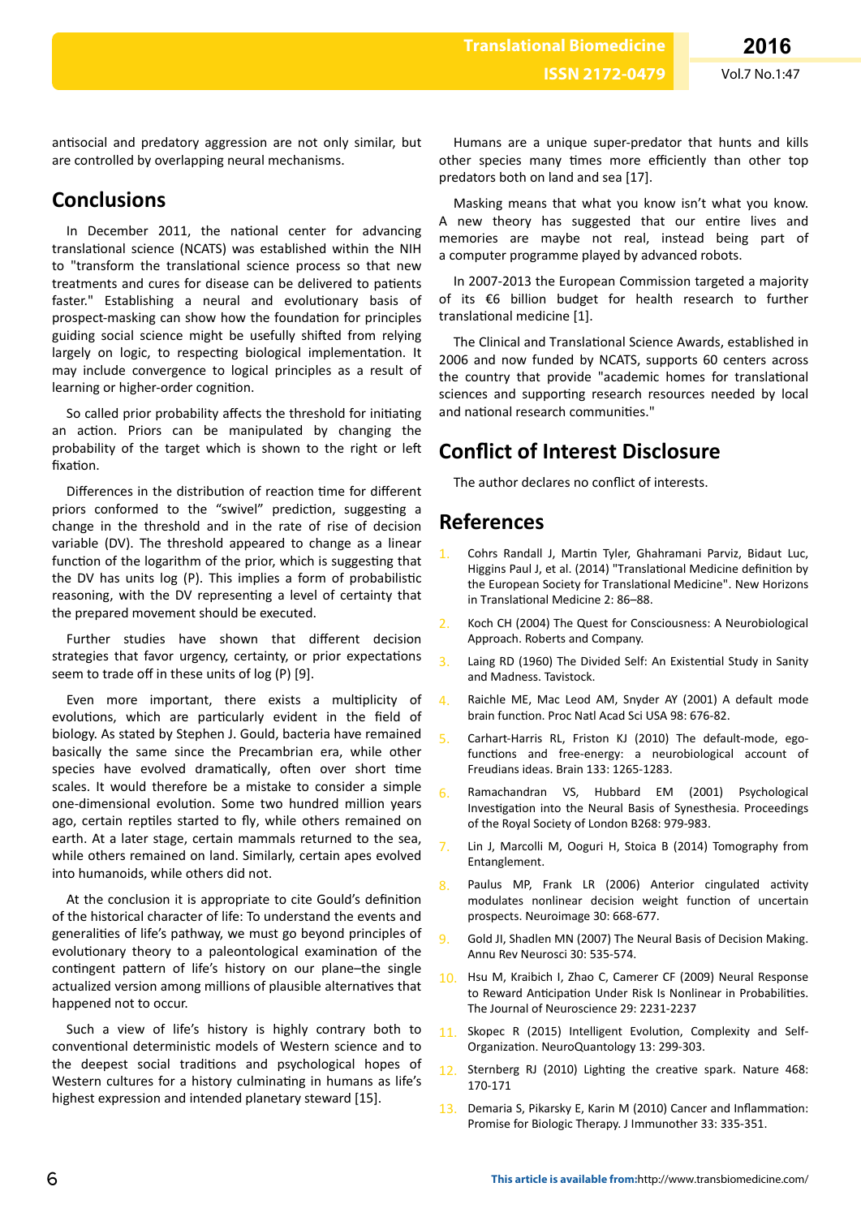antisocial and predatory aggression are not only similar, but are controlled by overlapping neural mechanisms.

## Conclusions

In December 2011, the national center for advancing translational science (NCATS) was established within the NIH to "transform the translational science process so that new treatments and cures for disease can be delivered to patients faster." Establishing a neural and evolutionary basis of prospect-masking can show how the foundation for principles guiding social science might be usefully shifted from relying largely on logic, to respecting biological implementation. It may include convergence to logical principles as a result of learning or higher-order cognition.

So called prior probability affects the threshold for initiating an action. Priors can be manipulated by changing the probability of the target which is shown to the right or left fixation.

Differences in the distribution of reaction time for different priors conformed to the "swivel" prediction, suggesting a change in the threshold and in the rate of rise of decision variable (DV). The threshold appeared to change as a linear function of the logarithm of the prior, which is suggesting that the DV has units log (P). This implies a form of probabilistic reasoning, with the DV representing a level of certainty that the prepared movement should be executed.

Further studies have shown that different decision strategies that favor urgency, certainty, or prior expectations seem to trade off in these units of log (P) [9].

Even more important, there exists a multiplicity of evolutions, which are particularly evident in the field of biology. As stated by Stephen J. Gould, bacteria have remained basically the same since the Precambrian era, while other species have evolved dramatically, often over short time scales. It would therefore be a mistake to consider a simple one-dimensional evolution. Some two hundred million years ago, certain reptiles started to fly, while others remained on earth. At a later stage, certain mammals returned to the sea, while others remained on land. Similarly, certain apes evolved into humanoids, while others did not.

At the conclusion it is appropriate to cite Gould's definition of the historical character of life: To understand the events and generalities of life's pathway, we must go beyond principles of evolutionary theory to a paleontological examination of the contingent pattern of life's history on our plane–the single actualized version among millions of plausible alternatives that happened not to occur.

Such a view of life's history is highly contrary both to conventional deterministic models of Western science and to the deepest social traditions and psychological hopes of Western cultures for a history culminating in humans as life's highest expression and intended planetary steward [15].

Humans are a unique super-predator that hunts and kills other species many times more efficiently than other top predators both on land and sea [17].

Masking means that what you know isn't what you know. A new theory has suggested that our entire lives and memories are maybe not real, instead being part of a computer programme played by advanced robots.

In 2007-2013 the European Commission targeted a majority of its €6 billion budget for health research to further translational medicine [1].

The Clinical and Translational Science Awards, established in 2006 and now funded by NCATS, supports 60 centers across the country that provide "academic homes for translational sciences and supporting research resources needed by local and national research communities."

## Conflict of Interest Disclosure

The author declares no conflict of interests.

## References

1. Cohrs Randall J, Martin Tyler, Ghahramani Parviz, Bidaut Luc, Higgins Paul J, et al. (2014) "Translational Medicine definition by the European Society for Translational Medicine". New Horizons in Translational Medicine 2: 86–88.
2. Koch CH (2004) The Quest for Consciousness: A Neurobiological Approach. Roberts and Company.
3. Laing RD (1960) The Divided Self: An Existential Study in Sanity and Madness. Tavistock.
4. Raichle ME, Mac Leod AM, Snyder AY (2001) A default mode brain function. Proc Natl Acad Sci USA 98: 676-82.
5. Carhart-Harris RL, Friston KJ (2010) The default-mode, ego-functions and free-energy: a neurobiological account of Freudians ideas. Brain 133: 1265-1283.
6. Ramachandran VS, Hubbard EM (2001) Psychological Investigation into the Neural Basis of Synesthesia. Proceedings of the Royal Society of London B268: 979-983.
7. Lin J, Marcolli M, Ooguri H, Stoica B (2014) Tomography from Entanglement.
8. Paulus MP, Frank LR (2006) Anterior cingulated activity modulates nonlinear decision weight function of uncertain prospects. Neuroimage 30: 668-677.
9. Gold JI, Shadlen MN (2007) The Neural Basis of Decision Making. Annu Rev Neurosci 30: 535-574.
10. Hsu M, Kraibich I, Zhao C, Camerer CF (2009) Neural Response to Reward Anticipation Under Risk Is Nonlinear in Probabilities. The Journal of Neuroscience 29: 2231-2237
11. Skopec R (2015) Intelligent Evolution, Complexity and Self-Organization. NeuroQuantology 13: 299-303.
12. Sternberg RJ (2010) Lighting the creative spark. Nature 468: 170-171
13. Demaria S, Pikarsky E, Karin M (2010) Cancer and Inflammation: Promise for Biologic Therapy. J Immunother 33: 335-351.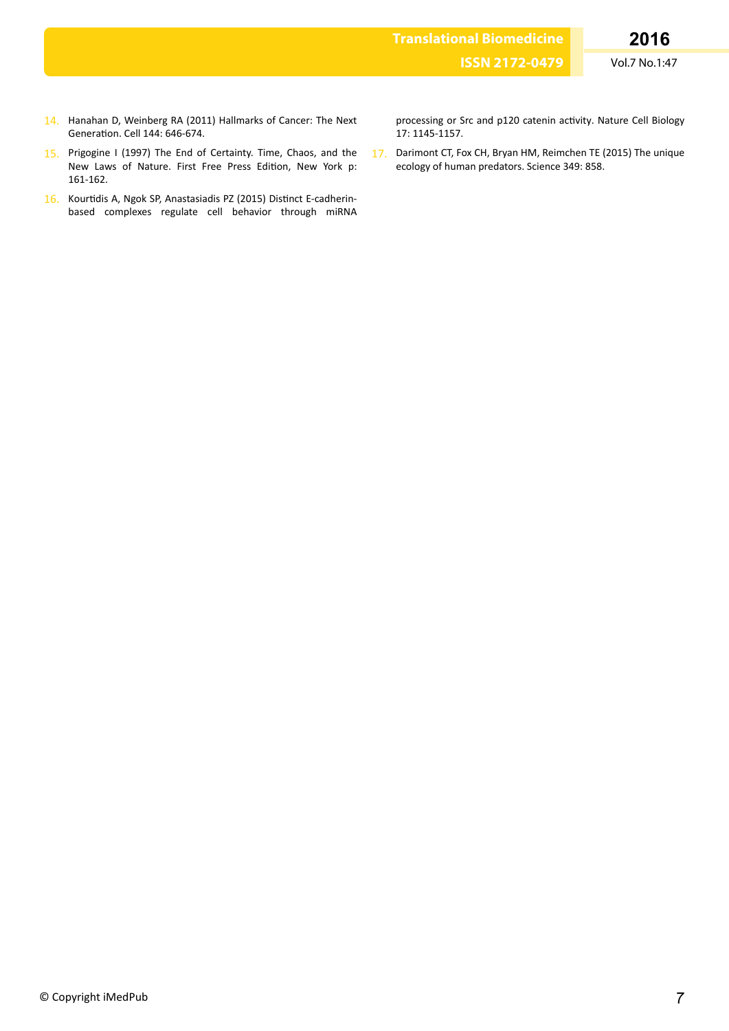14. Hanahan D, Weinberg RA (2011) Hallmarks of Cancer: The Next Generation. Cell 144: 646-674.
15. Prigogine I (1997) The End of Certainty. Time, Chaos, and the New Laws of Nature. First Free Press Edition, New York p: 161-162.
16. Kourtidis A, Ngok SP, Anastasiadis PZ (2015) Distinct E-cadherin-based complexes regulate cell behavior through miRNA processing or Src and p120 catenin activity. Nature Cell Biology 17: 1145-1157.
17. Darimont CT, Fox CH, Bryan HM, Reimchen TE (2015) The unique ecology of human predators. Science 349: 858.

© Copyright iMedPub